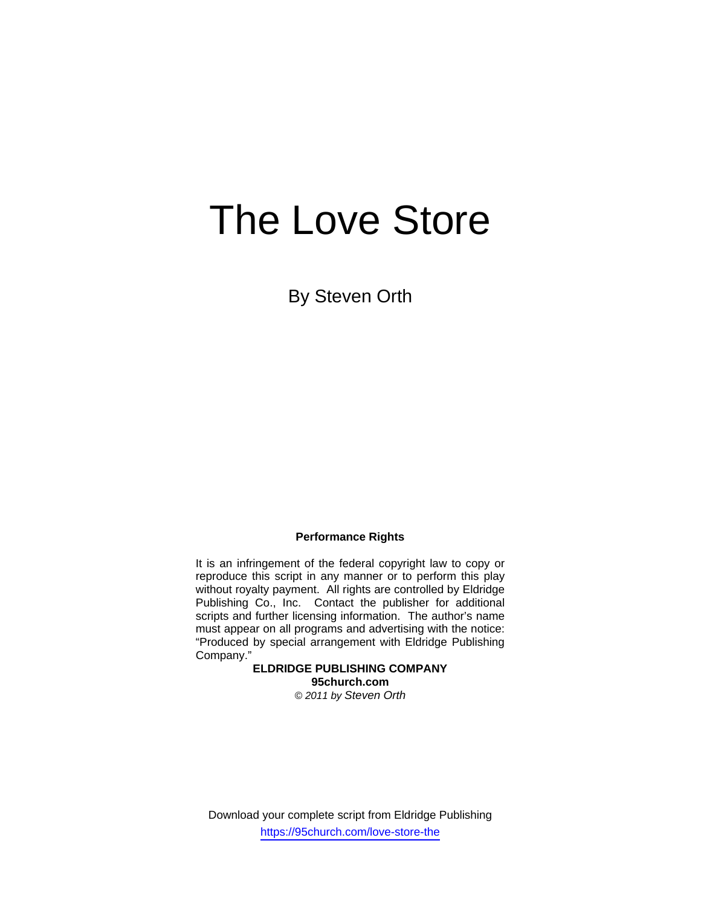# The Love Store

By Steven Orth

**Performance Rights**

It is an infringement of the federal copyright law to copy or reproduce this script in any manner or to perform this play without royalty payment. All rights are controlled by Eldridge Publishing Co., Inc. Contact the publisher for additional scripts and further licensing information. The author's name must appear on all programs and advertising with the notice: "Produced by special arrangement with Eldridge Publishing Company."

**ELDRIDGE PUBLISHING COMPANY**
**95church.com**
*© 2011 by Steven Orth*

Download your complete script from Eldridge Publishing
https://95church.com/love-store-the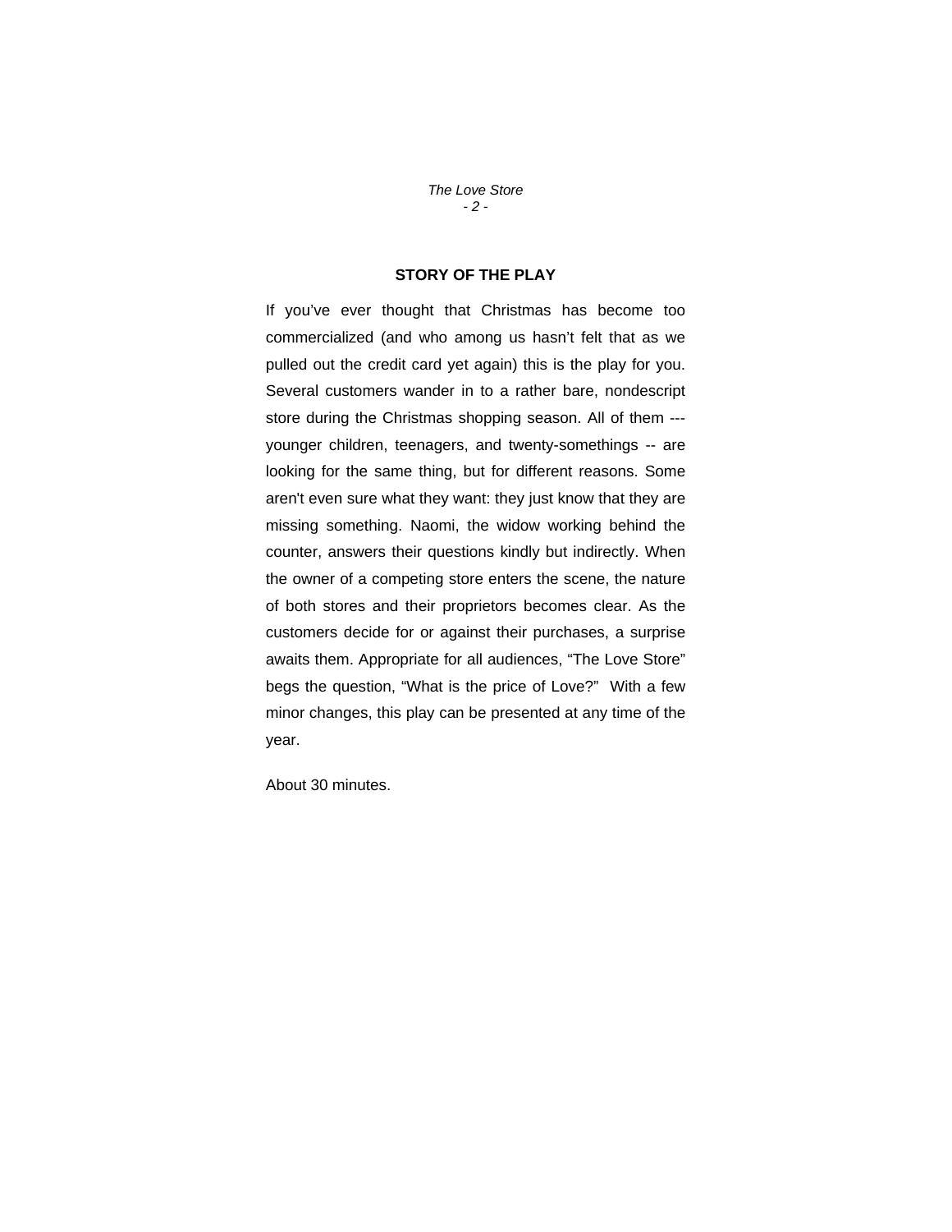## STORY OF THE PLAY

If you've ever thought that Christmas has become too commercialized (and who among us hasn't felt that as we pulled out the credit card yet again) this is the play for you. Several customers wander in to a rather bare, nondescript store during the Christmas shopping season. All of them --- younger children, teenagers, and twenty-somethings -- are looking for the same thing, but for different reasons. Some aren't even sure what they want: they just know that they are missing something. Naomi, the widow working behind the counter, answers their questions kindly but indirectly. When the owner of a competing store enters the scene, the nature of both stores and their proprietors becomes clear. As the customers decide for or against their purchases, a surprise awaits them. Appropriate for all audiences, "The Love Store" begs the question, "What is the price of Love?" With a few minor changes, this play can be presented at any time of the year.

About 30 minutes.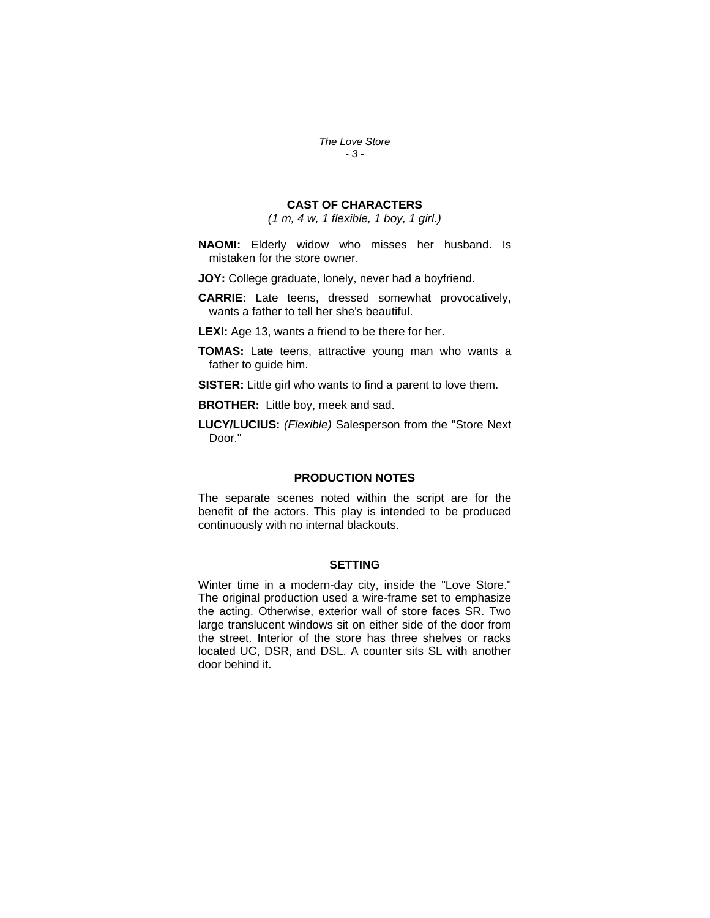## CAST OF CHARACTERS

*(1 m, 4 w, 1 flexible, 1 boy, 1 girl.)*

**NAOMI:** Elderly widow who misses her husband. Is mistaken for the store owner.

**JOY:** College graduate, lonely, never had a boyfriend.

**CARRIE:** Late teens, dressed somewhat provocatively, wants a father to tell her she's beautiful.

**LEXI:** Age 13, wants a friend to be there for her.

**TOMAS:** Late teens, attractive young man who wants a father to guide him.

**SISTER:** Little girl who wants to find a parent to love them.

**BROTHER:** Little boy, meek and sad.

**LUCY/LUCIUS:** *(Flexible)* Salesperson from the "Store Next Door."

## PRODUCTION NOTES

The separate scenes noted within the script are for the benefit of the actors. This play is intended to be produced continuously with no internal blackouts.

## SETTING

Winter time in a modern-day city, inside the "Love Store." The original production used a wire-frame set to emphasize the acting. Otherwise, exterior wall of store faces SR. Two large translucent windows sit on either side of the door from the street. Interior of the store has three shelves or racks located UC, DSR, and DSL. A counter sits SL with another door behind it.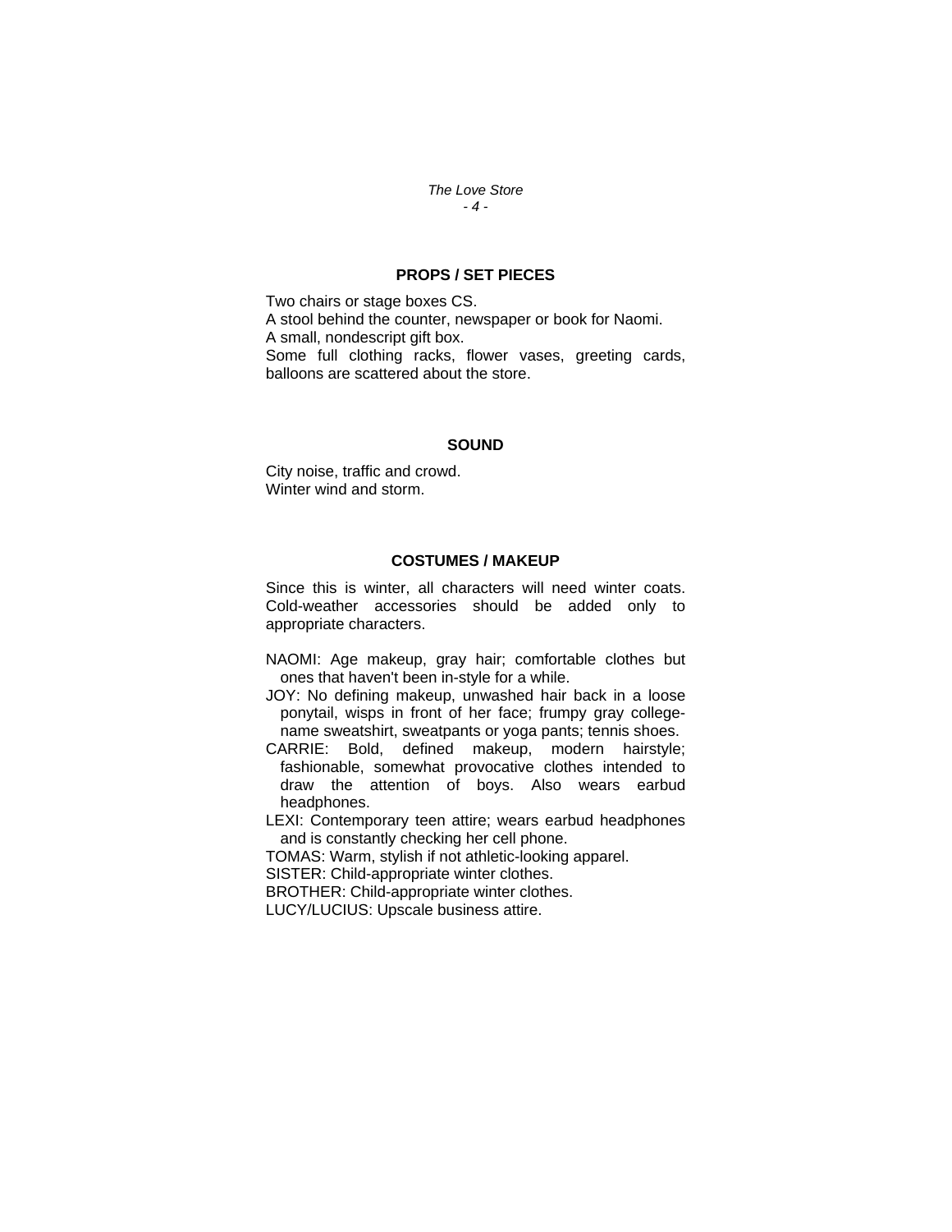## PROPS / SET PIECES

Two chairs or stage boxes CS.
A stool behind the counter, newspaper or book for Naomi.
A small, nondescript gift box.
Some full clothing racks, flower vases, greeting cards, balloons are scattered about the store.

## SOUND

City noise, traffic and crowd.
Winter wind and storm.

## COSTUMES / MAKEUP

Since this is winter, all characters will need winter coats. Cold-weather accessories should be added only to appropriate characters.

NAOMI: Age makeup, gray hair; comfortable clothes but ones that haven't been in-style for a while.
JOY: No defining makeup, unwashed hair back in a loose ponytail, wisps in front of her face; frumpy gray college-name sweatshirt, sweatpants or yoga pants; tennis shoes.
CARRIE: Bold, defined makeup, modern hairstyle; fashionable, somewhat provocative clothes intended to draw the attention of boys. Also wears earbud headphones.
LEXI: Contemporary teen attire; wears earbud headphones and is constantly checking her cell phone.
TOMAS: Warm, stylish if not athletic-looking apparel.
SISTER: Child-appropriate winter clothes.
BROTHER: Child-appropriate winter clothes.
LUCY/LUCIUS: Upscale business attire.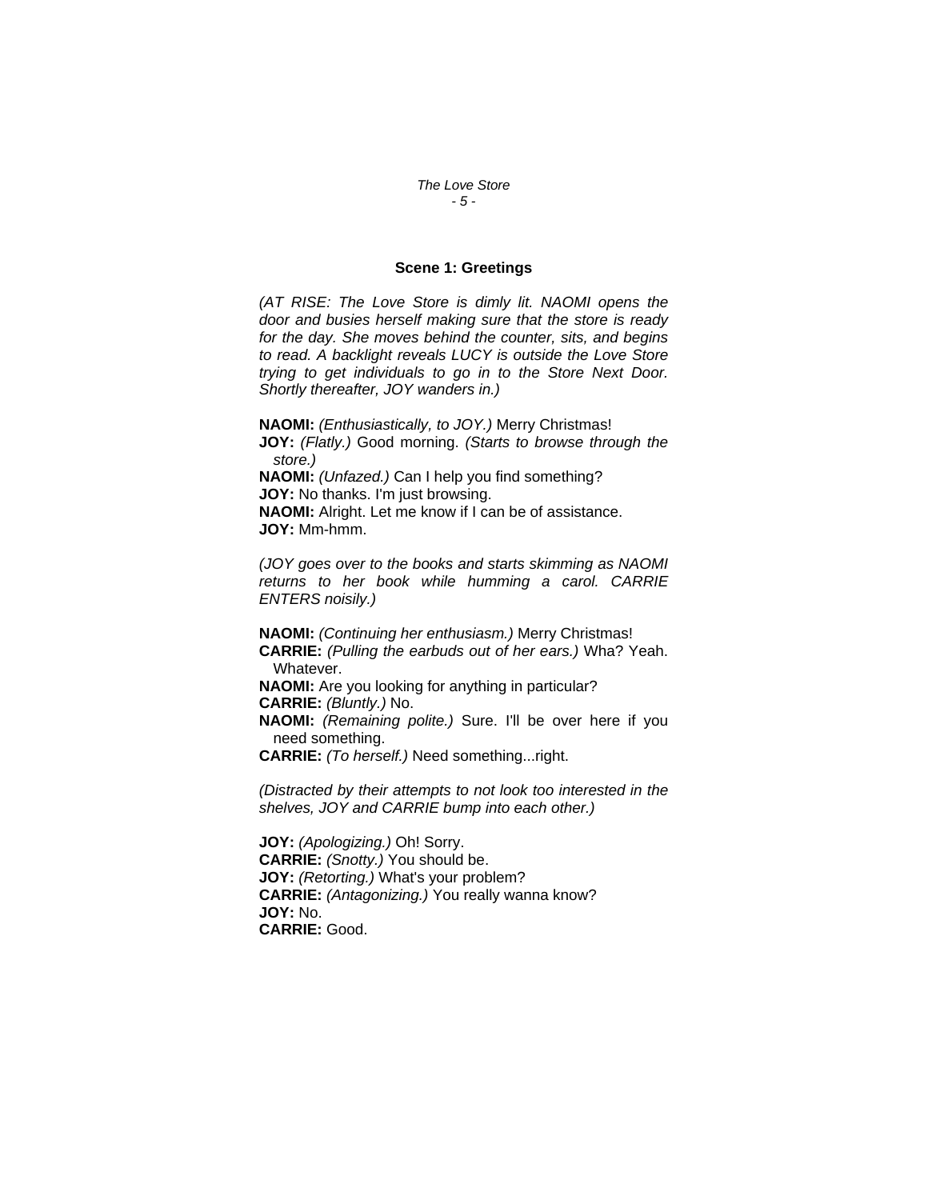### Scene 1: Greetings

*(AT RISE: The Love Store is dimly lit. NAOMI opens the door and busies herself making sure that the store is ready for the day. She moves behind the counter, sits, and begins to read. A backlight reveals LUCY is outside the Love Store trying to get individuals to go in to the Store Next Door. Shortly thereafter, JOY wanders in.)*

**NAOMI:** *(Enthusiastically, to JOY.)* Merry Christmas!
**JOY:** *(Flatly.)* Good morning. *(Starts to browse through the store.)*
**NAOMI:** *(Unfazed.)* Can I help you find something?
**JOY:** No thanks. I'm just browsing.
**NAOMI:** Alright. Let me know if I can be of assistance.
**JOY:** Mm-hmm.

*(JOY goes over to the books and starts skimming as NAOMI returns to her book while humming a carol. CARRIE ENTERS noisily.)*

**NAOMI:** *(Continuing her enthusiasm.)* Merry Christmas!
**CARRIE:** *(Pulling the earbuds out of her ears.)* Wha? Yeah. Whatever.
**NAOMI:** Are you looking for anything in particular?
**CARRIE:** *(Bluntly.)* No.
**NAOMI:** *(Remaining polite.)* Sure. I'll be over here if you need something.
**CARRIE:** *(To herself.)* Need something...right.

*(Distracted by their attempts to not look too interested in the shelves, JOY and CARRIE bump into each other.)*

**JOY:** *(Apologizing.)* Oh! Sorry.
**CARRIE:** *(Snotty.)* You should be.
**JOY:** *(Retorting.)* What's your problem?
**CARRIE:** *(Antagonizing.)* You really wanna know?
**JOY:** No.
**CARRIE:** Good.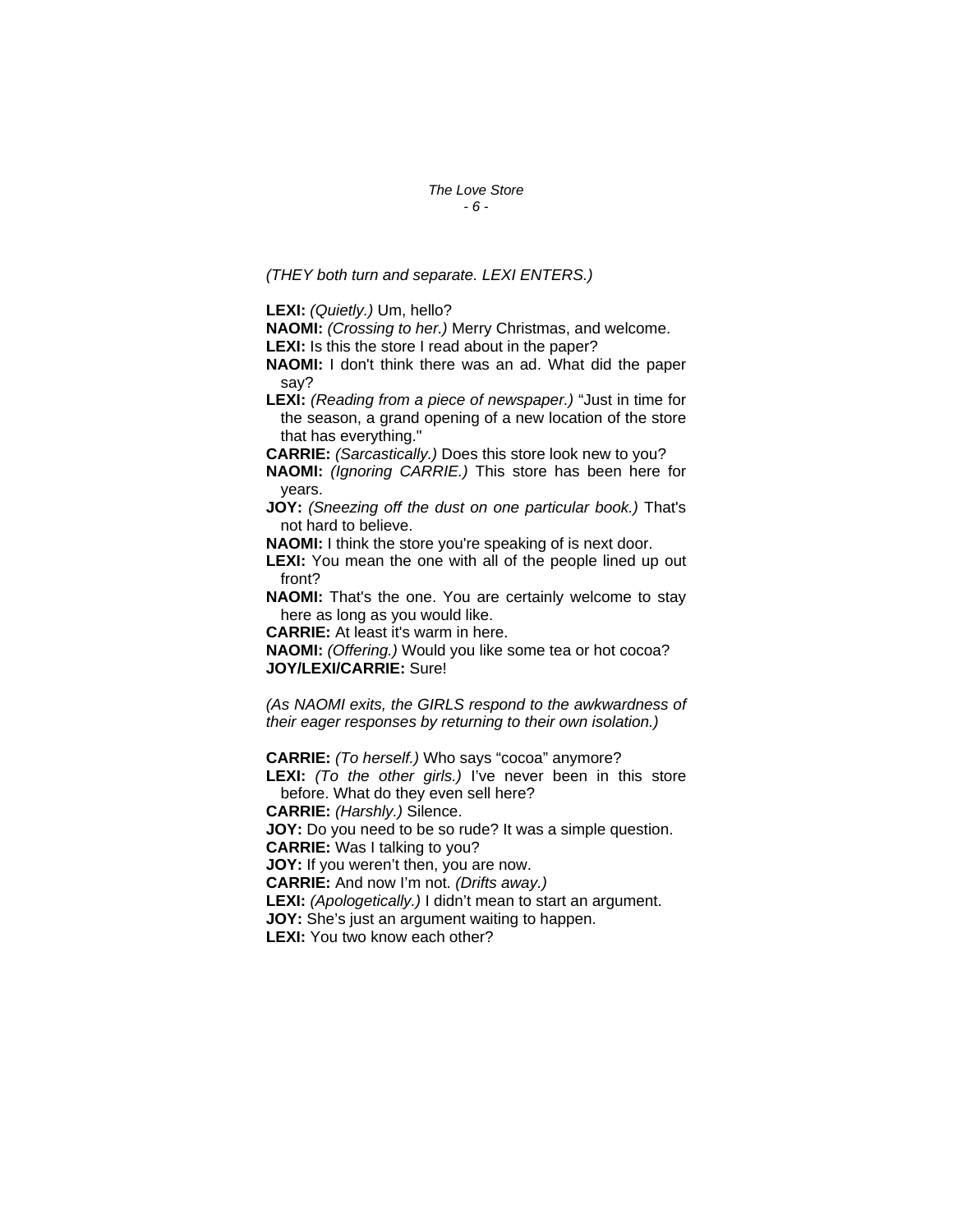*(THEY both turn and separate. LEXI ENTERS.)*

**LEXI:** *(Quietly.)* Um, hello?

**NAOMI:** *(Crossing to her.)* Merry Christmas, and welcome.

**LEXI:** Is this the store I read about in the paper?

**NAOMI:** I don't think there was an ad. What did the paper say?

**LEXI:** *(Reading from a piece of newspaper.)* "Just in time for the season, a grand opening of a new location of the store that has everything."

**CARRIE:** *(Sarcastically.)* Does this store look new to you?

**NAOMI:** *(Ignoring CARRIE.)* This store has been here for years.

**JOY:** *(Sneezing off the dust on one particular book.)* That's not hard to believe.

**NAOMI:** I think the store you're speaking of is next door.

**LEXI:** You mean the one with all of the people lined up out front?

**NAOMI:** That's the one. You are certainly welcome to stay here as long as you would like.

**CARRIE:** At least it's warm in here.

**NAOMI:** *(Offering.)* Would you like some tea or hot cocoa?

**JOY/LEXI/CARRIE:** Sure!

*(As NAOMI exits, the GIRLS respond to the awkwardness of their eager responses by returning to their own isolation.)*

**CARRIE:** *(To herself.)* Who says "cocoa" anymore?

**LEXI:** *(To the other girls.)* I've never been in this store before. What do they even sell here?

**CARRIE:** *(Harshly.)* Silence.

**JOY:** Do you need to be so rude? It was a simple question.

**CARRIE:** Was I talking to you?

**JOY:** If you weren't then, you are now.

**CARRIE:** And now I'm not. *(Drifts away.)*

**LEXI:** *(Apologetically.)* I didn't mean to start an argument.

**JOY:** She's just an argument waiting to happen.

**LEXI:** You two know each other?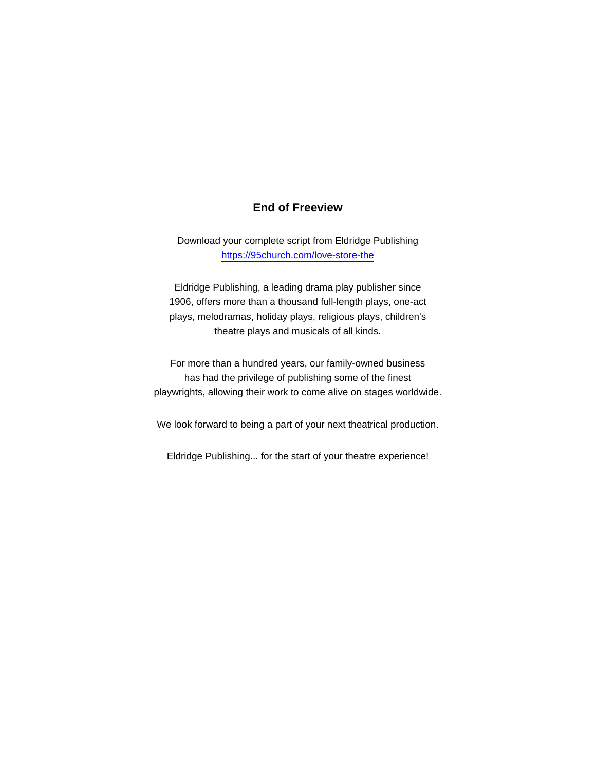## End of Freeview

Download your complete script from Eldridge Publishing
https://95church.com/love-store-the

Eldridge Publishing, a leading drama play publisher since 1906, offers more than a thousand full-length plays, one-act plays, melodramas, holiday plays, religious plays, children's theatre plays and musicals of all kinds.

For more than a hundred years, our family-owned business has had the privilege of publishing some of the finest playwrights, allowing their work to come alive on stages worldwide.

We look forward to being a part of your next theatrical production.

Eldridge Publishing... for the start of your theatre experience!